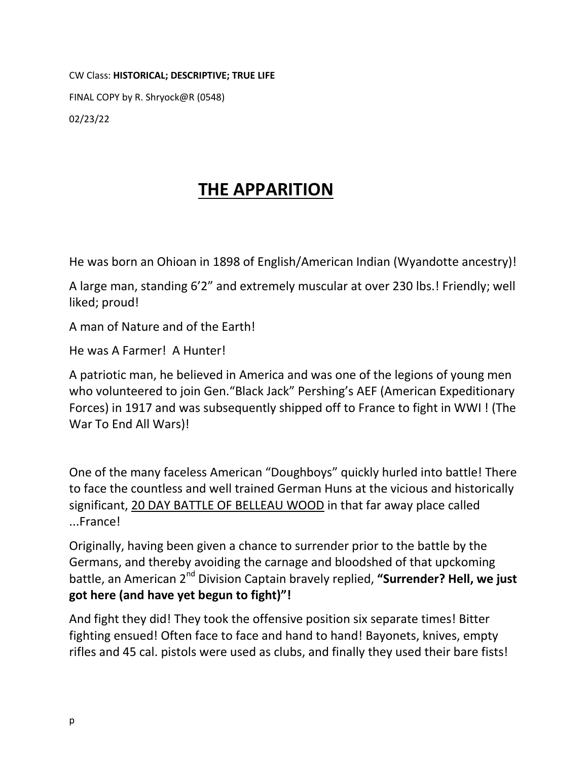CW Class: **HISTORICAL; DESCRIPTIVE; TRUE LIFE**

FINAL COPY by R. Shryock@R (0548)

02/23/22

# THE APPARITION

He was born an Ohioan in 1898 of English/American Indian (Wyandotte ancestry)!

A large man, standing 6'2" and extremely muscular at over 230 lbs.! Friendly; well liked; proud!

A man of Nature and of the Earth!

He was A Farmer! A Hunter!

A patriotic man, he believed in America and was one of the legions of young men who volunteered to join Gen."Black Jack" Pershing's AEF (American Expeditionary Forces) in 1917 and was subsequently shipped off to France to fight in WWI ! (The War To End All Wars)!

One of the many faceless American "Doughboys" quickly hurled into battle! There to face the countless and well trained German Huns at the vicious and historically significant, <u>20 DAY BATTLE OF BELLEAU WOOD</u> in that far away place called ...France!

Originally, having been given a chance to surrender prior to the battle by the Germans, and thereby avoiding the carnage and bloodshed of that upckoming battle, an American 2nd Division Captain bravely replied, **"Surrender? Hell, we just got here (and have yet begun to fight)"!**

And fight they did! They took the offensive position six separate times! Bitter fighting ensued! Often face to face and hand to hand! Bayonets, knives, empty rifles and 45 cal. pistols were used as clubs, and finally they used their bare fists!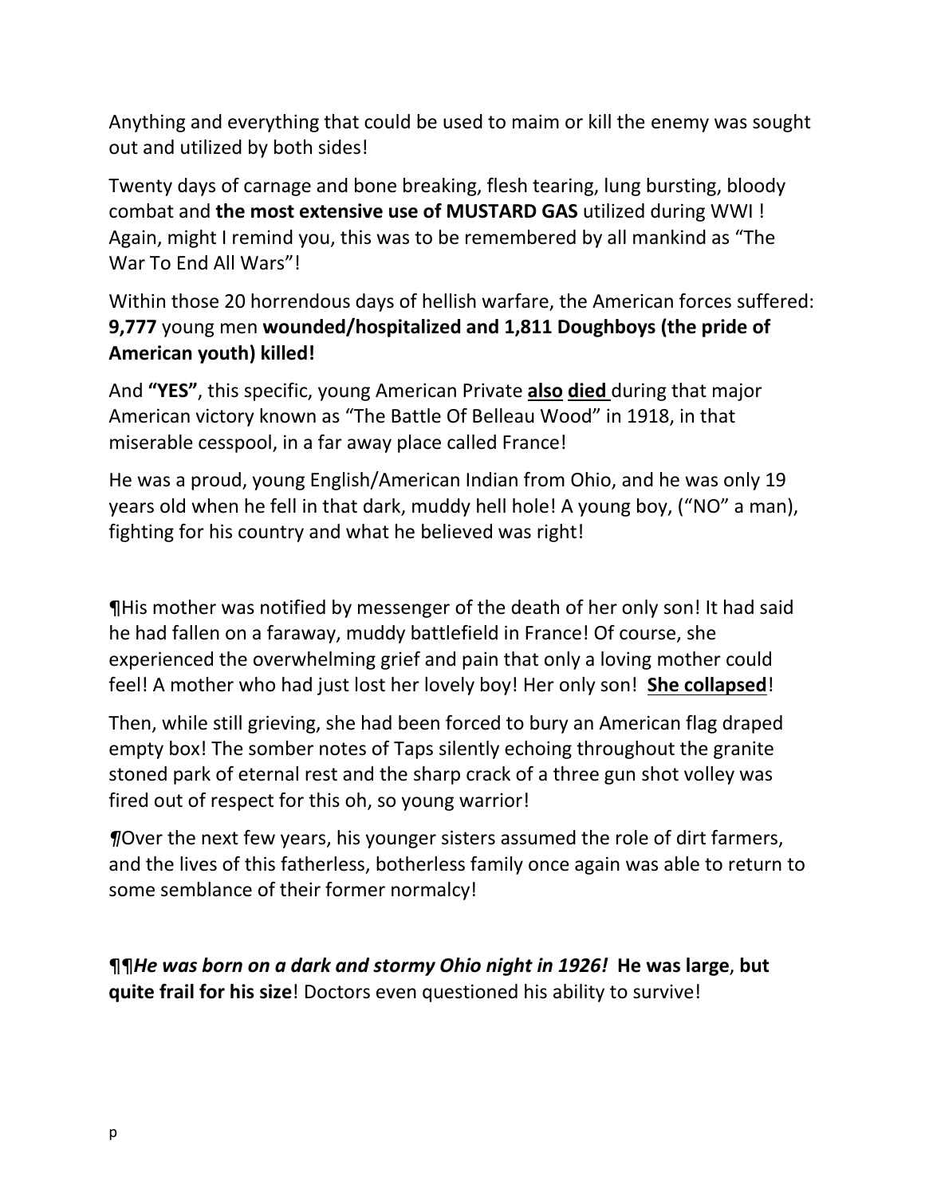Anything and everything that could be used to maim or kill the enemy was sought out and utilized by both sides!

Twenty days of carnage and bone breaking, flesh tearing, lung bursting, bloody combat and **the most extensive use of MUSTARD GAS** utilized during WWI ! Again, might I remind you, this was to be remembered by all mankind as "The War To End All Wars"!

Within those 20 horrendous days of hellish warfare, the American forces suffered: **9,777** young men **wounded/hospitalized and 1,811 Doughboys (the pride of American youth) killed!**

And **"YES"**, this specific, young American Private **also** **died** during that major American victory known as "The Battle Of Belleau Wood" in 1918, in that miserable cesspool, in a far away place called France!

He was a proud, young English/American Indian from Ohio, and he was only 19 years old when he fell in that dark, muddy hell hole! A young boy, ("NO" a man), fighting for his country and what he believed was right!

¶His mother was notified by messenger of the death of her only son! It had said he had fallen on a faraway, muddy battlefield in France! Of course, she experienced the overwhelming grief and pain that only a loving mother could feel! A mother who had just lost her lovely boy! Her only son! **She collapsed**!

Then, while still grieving, she had been forced to bury an American flag draped empty box! The somber notes of Taps silently echoing throughout the granite stoned park of eternal rest and the sharp crack of a three gun shot volley was fired out of respect for this oh, so young warrior!

*¶*Over the next few years, his younger sisters assumed the role of dirt farmers, and the lives of this fatherless, botherless family once again was able to return to some semblance of their former normalcy!

**¶¶*He was born on a dark and stormy Ohio night in 1926!*** **He was large**, **but quite frail for his size**! Doctors even questioned his ability to survive!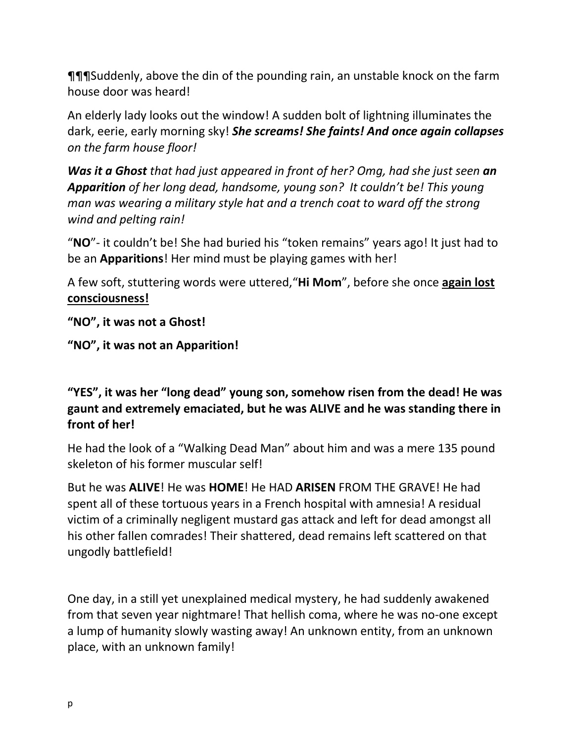¶¶¶Suddenly, above the din of the pounding rain, an unstable knock on the farm house door was heard!

An elderly lady looks out the window! A sudden bolt of lightning illuminates the dark, eerie, early morning sky! ***She screams! She faints! And once again collapses*** *on the farm house floor!*

***Was it a Ghost*** *that had just appeared in front of her? Omg, had she just seen* ***an Apparition*** *of her long dead, handsome, young son? It couldn't be! This young man was wearing a military style hat and a trench coat to ward off the strong wind and pelting rain!*

"**NO**"- it couldn't be! She had buried his "token remains" years ago! It just had to be an **Apparitions**! Her mind must be playing games with her!

A few soft, stuttering words were uttered,"**Hi Mom**", before she once **<u>again lost consciousness!</u>**

**"NO", it was not a Ghost!**

**"NO", it was not an Apparition!**

**"YES", it was her "long dead" young son, somehow risen from the dead! He was gaunt and extremely emaciated, but he was ALIVE and he was standing there in front of her!**

He had the look of a "Walking Dead Man" about him and was a mere 135 pound skeleton of his former muscular self!

But he was **ALIVE**! He was **HOME**! He HAD **ARISEN** FROM THE GRAVE! He had spent all of these tortuous years in a French hospital with amnesia! A residual victim of a criminally negligent mustard gas attack and left for dead amongst all his other fallen comrades! Their shattered, dead remains left scattered on that ungodly battlefield!

One day, in a still yet unexplained medical mystery, he had suddenly awakened from that seven year nightmare! That hellish coma, where he was no-one except a lump of humanity slowly wasting away! An unknown entity, from an unknown place, with an unknown family!

p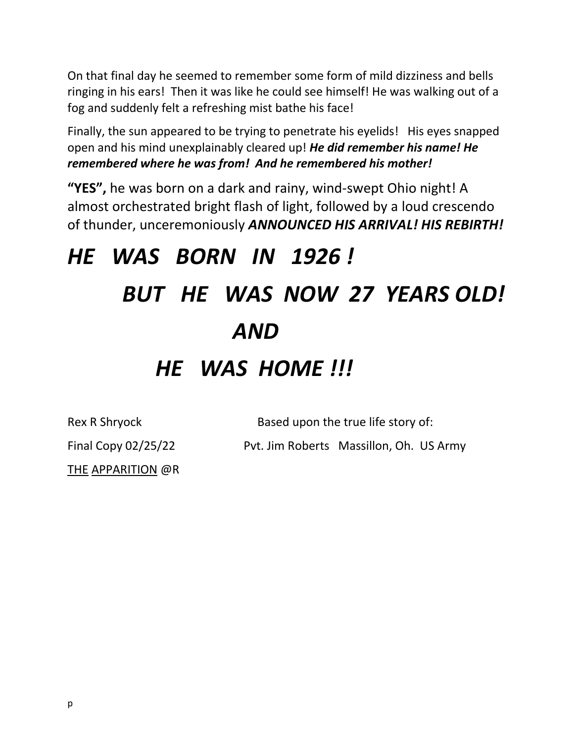On that final day he seemed to remember some form of mild dizziness and bells ringing in his ears! Then it was like he could see himself! He was walking out of a fog and suddenly felt a refreshing mist bathe his face!

Finally, the sun appeared to be trying to penetrate his eyelids! His eyes snapped open and his mind unexplainably cleared up! ***He did remember his name! He remembered where he was from! And he remembered his mother!***

**"YES",** he was born on a dark and rainy, wind-swept Ohio night! A almost orchestrated bright flash of light, followed by a loud crescendo of thunder, unceremoniously ***ANNOUNCED HIS ARRIVAL! HIS REBIRTH!***

# *HE WAS BORN IN 1926 !*

# *BUT HE WAS NOW 27 YEARS OLD!*

# *AND*

# *HE WAS HOME !!!*

Rex R Shryock — Based upon the true life story of:

Final Copy 02/25/22 — Pvt. Jim Roberts Massillon, Oh. US Army

THE APPARITION @R

p